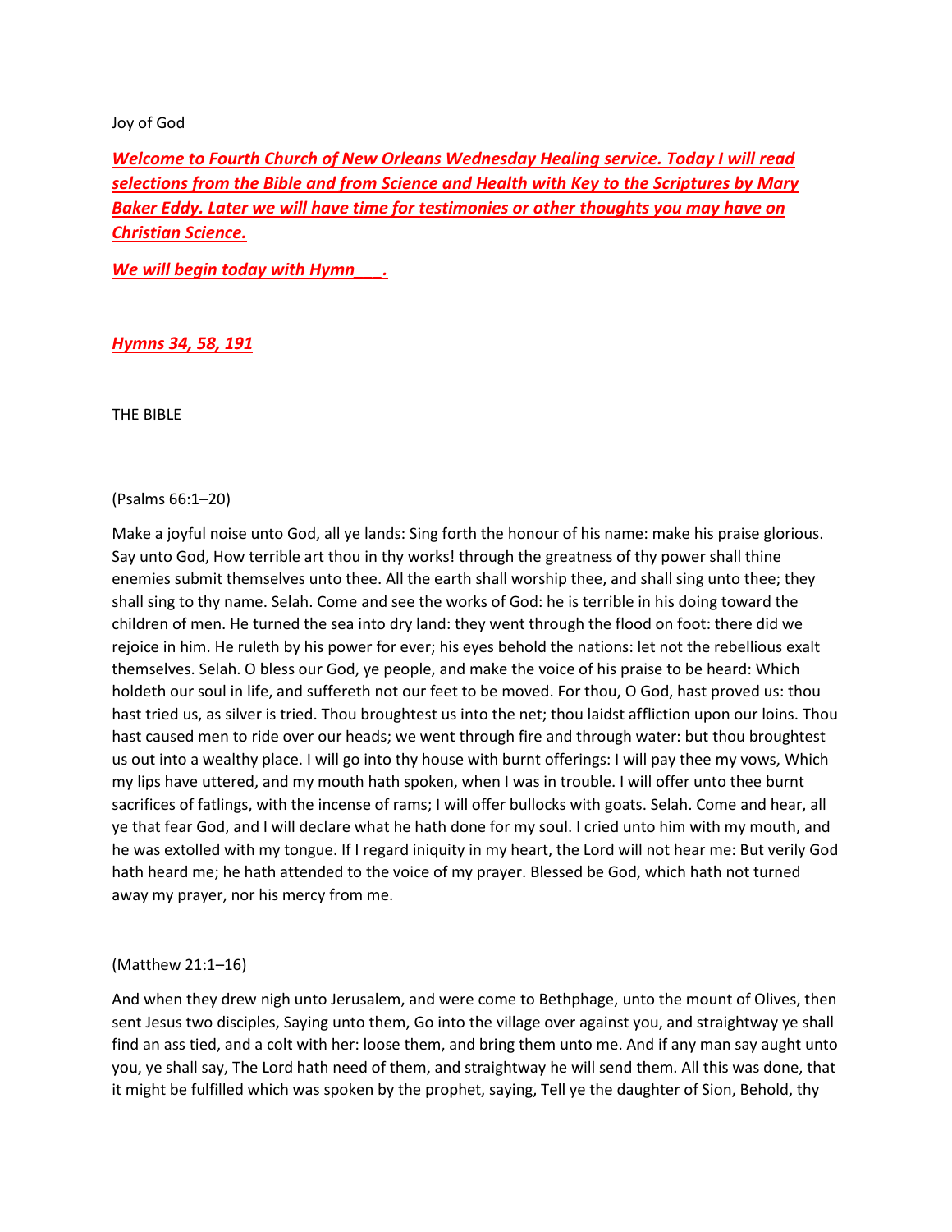Joy of God

***Welcome to Fourth Church of New Orleans Wednesday Healing service. Today I will read selections from the Bible and from Science and Health with Key to the Scriptures by Mary Baker Eddy. Later we will have time for testimonies or other thoughts you may have on Christian Science.***

***We will begin today with Hymn___.***

***Hymns 34, 58, 191***

THE BIBLE

(Psalms 66:1–20)

Make a joyful noise unto God, all ye lands: Sing forth the honour of his name: make his praise glorious. Say unto God, How terrible art thou in thy works! through the greatness of thy power shall thine enemies submit themselves unto thee. All the earth shall worship thee, and shall sing unto thee; they shall sing to thy name. Selah. Come and see the works of God: he is terrible in his doing toward the children of men. He turned the sea into dry land: they went through the flood on foot: there did we rejoice in him. He ruleth by his power for ever; his eyes behold the nations: let not the rebellious exalt themselves. Selah. O bless our God, ye people, and make the voice of his praise to be heard: Which holdeth our soul in life, and suffereth not our feet to be moved. For thou, O God, hast proved us: thou hast tried us, as silver is tried. Thou broughtest us into the net; thou laidst affliction upon our loins. Thou hast caused men to ride over our heads; we went through fire and through water: but thou broughtest us out into a wealthy place. I will go into thy house with burnt offerings: I will pay thee my vows, Which my lips have uttered, and my mouth hath spoken, when I was in trouble. I will offer unto thee burnt sacrifices of fatlings, with the incense of rams; I will offer bullocks with goats. Selah. Come and hear, all ye that fear God, and I will declare what he hath done for my soul. I cried unto him with my mouth, and he was extolled with my tongue. If I regard iniquity in my heart, the Lord will not hear me: But verily God hath heard me; he hath attended to the voice of my prayer. Blessed be God, which hath not turned away my prayer, nor his mercy from me.

(Matthew 21:1–16)

And when they drew nigh unto Jerusalem, and were come to Bethphage, unto the mount of Olives, then sent Jesus two disciples, Saying unto them, Go into the village over against you, and straightway ye shall find an ass tied, and a colt with her: loose them, and bring them unto me. And if any man say aught unto you, ye shall say, The Lord hath need of them, and straightway he will send them. All this was done, that it might be fulfilled which was spoken by the prophet, saying, Tell ye the daughter of Sion, Behold, thy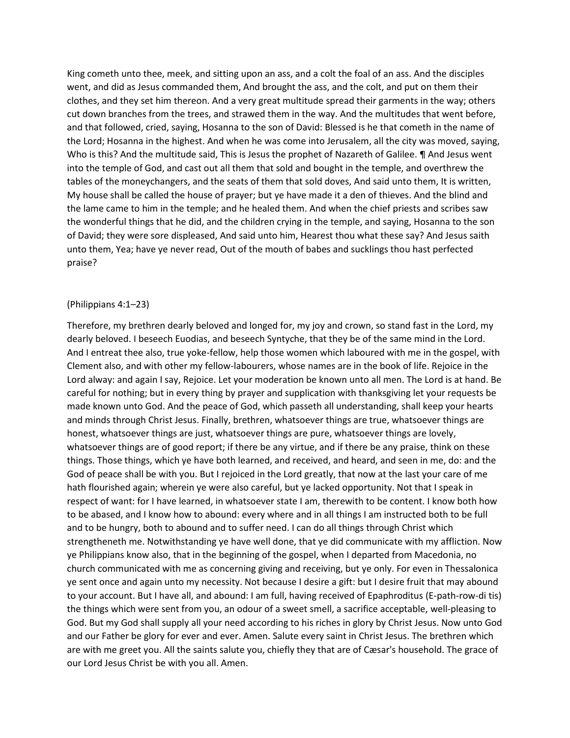King cometh unto thee, meek, and sitting upon an ass, and a colt the foal of an ass. And the disciples went, and did as Jesus commanded them, And brought the ass, and the colt, and put on them their clothes, and they set him thereon. And a very great multitude spread their garments in the way; others cut down branches from the trees, and strawed them in the way. And the multitudes that went before, and that followed, cried, saying, Hosanna to the son of David: Blessed is he that cometh in the name of the Lord; Hosanna in the highest. And when he was come into Jerusalem, all the city was moved, saying, Who is this? And the multitude said, This is Jesus the prophet of Nazareth of Galilee. ¶ And Jesus went into the temple of God, and cast out all them that sold and bought in the temple, and overthrew the tables of the moneychangers, and the seats of them that sold doves, And said unto them, It is written, My house shall be called the house of prayer; but ye have made it a den of thieves. And the blind and the lame came to him in the temple; and he healed them. And when the chief priests and scribes saw the wonderful things that he did, and the children crying in the temple, and saying, Hosanna to the son of David; they were sore displeased, And said unto him, Hearest thou what these say? And Jesus saith unto them, Yea; have ye never read, Out of the mouth of babes and sucklings thou hast perfected praise?

(Philippians 4:1–23)

Therefore, my brethren dearly beloved and longed for, my joy and crown, so stand fast in the Lord, my dearly beloved. I beseech Euodias, and beseech Syntyche, that they be of the same mind in the Lord. And I entreat thee also, true yoke-fellow, help those women which laboured with me in the gospel, with Clement also, and with other my fellow-labourers, whose names are in the book of life. Rejoice in the Lord alway: and again I say, Rejoice. Let your moderation be known unto all men. The Lord is at hand. Be careful for nothing; but in every thing by prayer and supplication with thanksgiving let your requests be made known unto God. And the peace of God, which passeth all understanding, shall keep your hearts and minds through Christ Jesus. Finally, brethren, whatsoever things are true, whatsoever things are honest, whatsoever things are just, whatsoever things are pure, whatsoever things are lovely, whatsoever things are of good report; if there be any virtue, and if there be any praise, think on these things. Those things, which ye have both learned, and received, and heard, and seen in me, do: and the God of peace shall be with you. But I rejoiced in the Lord greatly, that now at the last your care of me hath flourished again; wherein ye were also careful, but ye lacked opportunity. Not that I speak in respect of want: for I have learned, in whatsoever state I am, therewith to be content. I know both how to be abased, and I know how to abound: every where and in all things I am instructed both to be full and to be hungry, both to abound and to suffer need. I can do all things through Christ which strengtheneth me. Notwithstanding ye have well done, that ye did communicate with my affliction. Now ye Philippians know also, that in the beginning of the gospel, when I departed from Macedonia, no church communicated with me as concerning giving and receiving, but ye only. For even in Thessalonica ye sent once and again unto my necessity. Not because I desire a gift: but I desire fruit that may abound to your account. But I have all, and abound: I am full, having received of Epaphroditus (E-path-row-di tis) the things which were sent from you, an odour of a sweet smell, a sacrifice acceptable, well-pleasing to God. But my God shall supply all your need according to his riches in glory by Christ Jesus. Now unto God and our Father be glory for ever and ever. Amen. Salute every saint in Christ Jesus. The brethren which are with me greet you. All the saints salute you, chiefly they that are of Cæsar's household. The grace of our Lord Jesus Christ be with you all. Amen.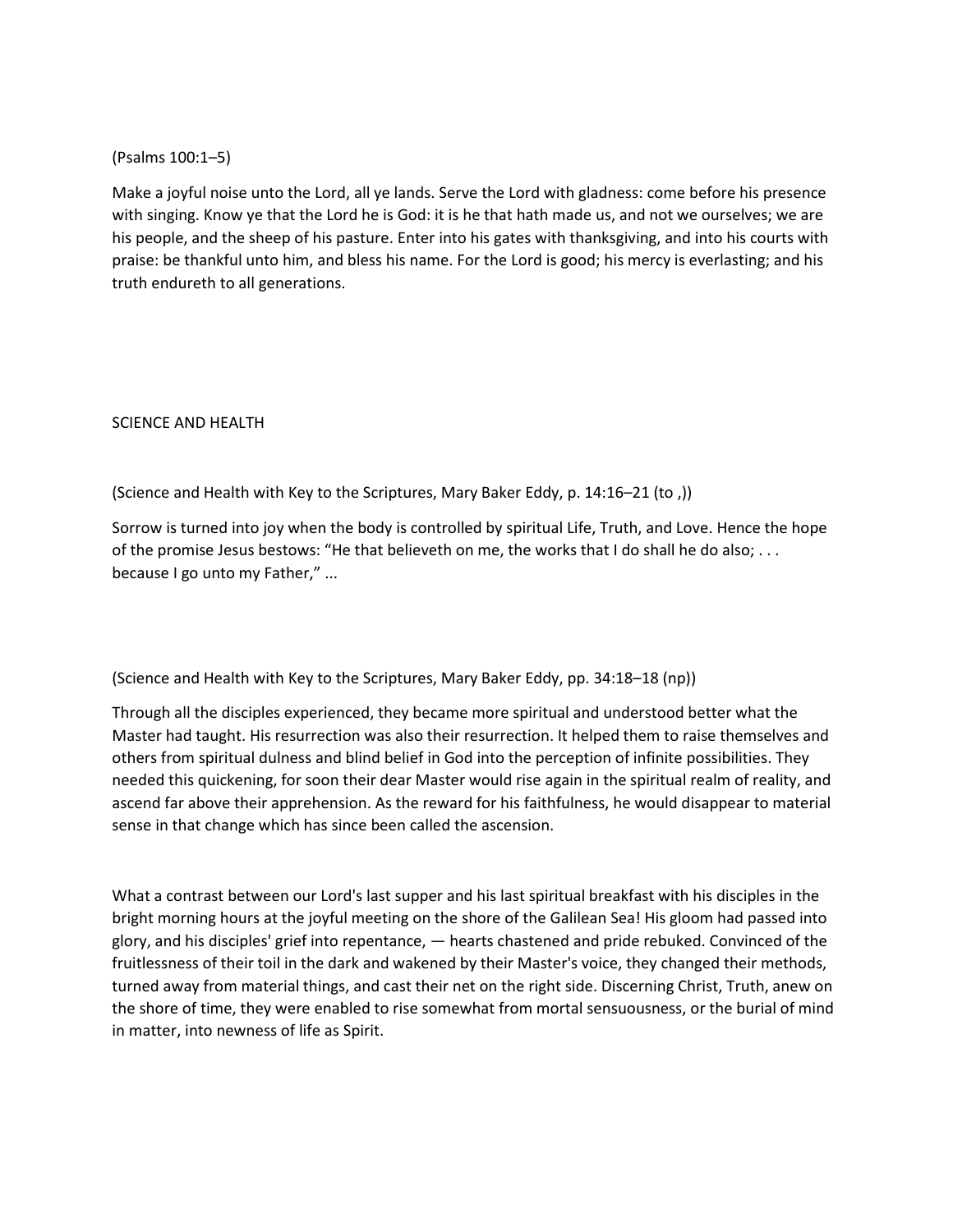(Psalms 100:1–5)

Make a joyful noise unto the Lord, all ye lands. Serve the Lord with gladness: come before his presence with singing. Know ye that the Lord he is God: it is he that hath made us, and not we ourselves; we are his people, and the sheep of his pasture. Enter into his gates with thanksgiving, and into his courts with praise: be thankful unto him, and bless his name. For the Lord is good; his mercy is everlasting; and his truth endureth to all generations.

SCIENCE AND HEALTH

(Science and Health with Key to the Scriptures, Mary Baker Eddy, p. 14:16–21 (to ,))

Sorrow is turned into joy when the body is controlled by spiritual Life, Truth, and Love. Hence the hope of the promise Jesus bestows: "He that believeth on me, the works that I do shall he do also; . . . because I go unto my Father," ...

(Science and Health with Key to the Scriptures, Mary Baker Eddy, pp. 34:18–18 (np))

Through all the disciples experienced, they became more spiritual and understood better what the Master had taught. His resurrection was also their resurrection. It helped them to raise themselves and others from spiritual dulness and blind belief in God into the perception of infinite possibilities. They needed this quickening, for soon their dear Master would rise again in the spiritual realm of reality, and ascend far above their apprehension. As the reward for his faithfulness, he would disappear to material sense in that change which has since been called the ascension.

What a contrast between our Lord's last supper and his last spiritual breakfast with his disciples in the bright morning hours at the joyful meeting on the shore of the Galilean Sea! His gloom had passed into glory, and his disciples' grief into repentance, — hearts chastened and pride rebuked. Convinced of the fruitlessness of their toil in the dark and wakened by their Master's voice, they changed their methods, turned away from material things, and cast their net on the right side. Discerning Christ, Truth, anew on the shore of time, they were enabled to rise somewhat from mortal sensuousness, or the burial of mind in matter, into newness of life as Spirit.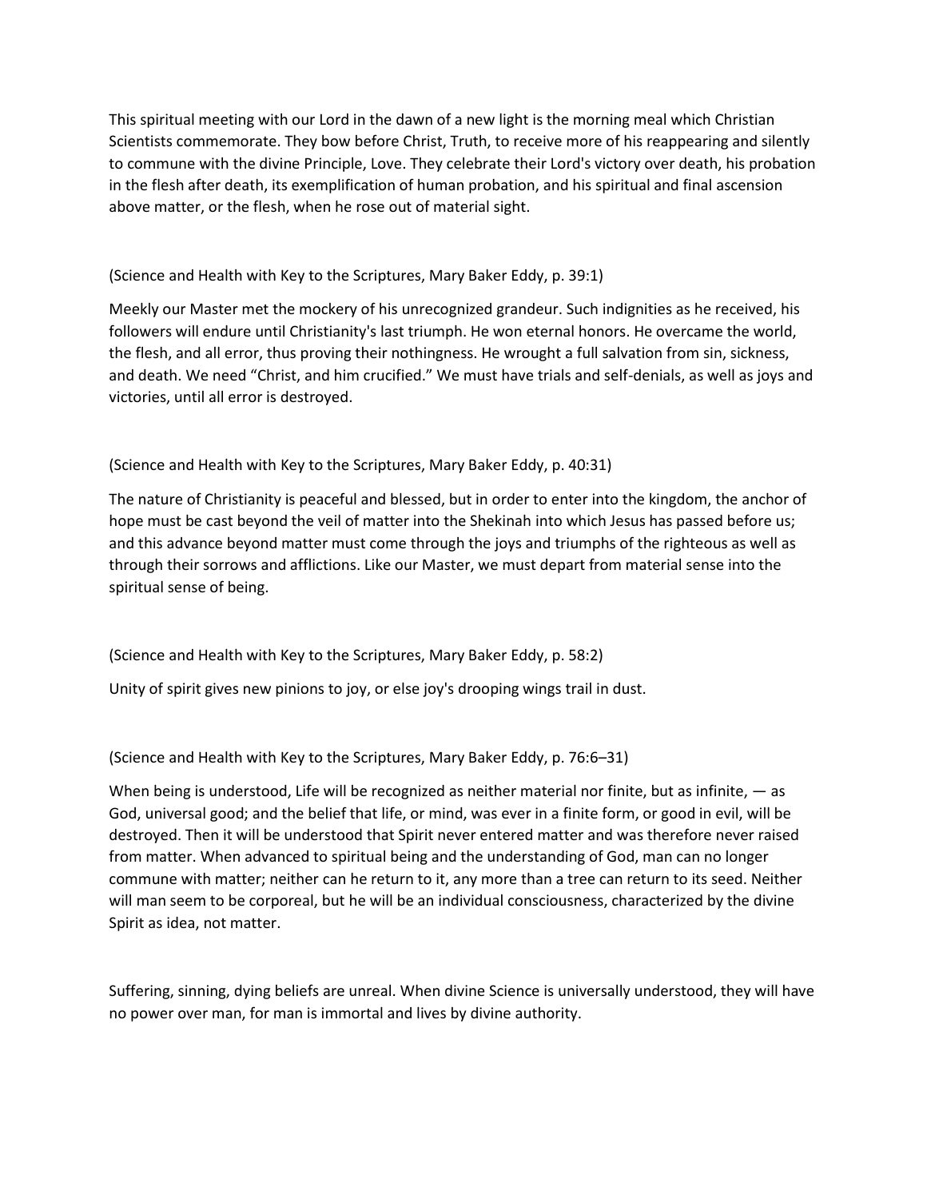This spiritual meeting with our Lord in the dawn of a new light is the morning meal which Christian Scientists commemorate. They bow before Christ, Truth, to receive more of his reappearing and silently to commune with the divine Principle, Love. They celebrate their Lord's victory over death, his probation in the flesh after death, its exemplification of human probation, and his spiritual and final ascension above matter, or the flesh, when he rose out of material sight.

(Science and Health with Key to the Scriptures, Mary Baker Eddy, p. 39:1)

Meekly our Master met the mockery of his unrecognized grandeur. Such indignities as he received, his followers will endure until Christianity's last triumph. He won eternal honors. He overcame the world, the flesh, and all error, thus proving their nothingness. He wrought a full salvation from sin, sickness, and death. We need "Christ, and him crucified." We must have trials and self-denials, as well as joys and victories, until all error is destroyed.

(Science and Health with Key to the Scriptures, Mary Baker Eddy, p. 40:31)

The nature of Christianity is peaceful and blessed, but in order to enter into the kingdom, the anchor of hope must be cast beyond the veil of matter into the Shekinah into which Jesus has passed before us; and this advance beyond matter must come through the joys and triumphs of the righteous as well as through their sorrows and afflictions. Like our Master, we must depart from material sense into the spiritual sense of being.

(Science and Health with Key to the Scriptures, Mary Baker Eddy, p. 58:2)

Unity of spirit gives new pinions to joy, or else joy's drooping wings trail in dust.

(Science and Health with Key to the Scriptures, Mary Baker Eddy, p. 76:6–31)

When being is understood, Life will be recognized as neither material nor finite, but as infinite, — as God, universal good; and the belief that life, or mind, was ever in a finite form, or good in evil, will be destroyed. Then it will be understood that Spirit never entered matter and was therefore never raised from matter. When advanced to spiritual being and the understanding of God, man can no longer commune with matter; neither can he return to it, any more than a tree can return to its seed. Neither will man seem to be corporeal, but he will be an individual consciousness, characterized by the divine Spirit as idea, not matter.

Suffering, sinning, dying beliefs are unreal. When divine Science is universally understood, they will have no power over man, for man is immortal and lives by divine authority.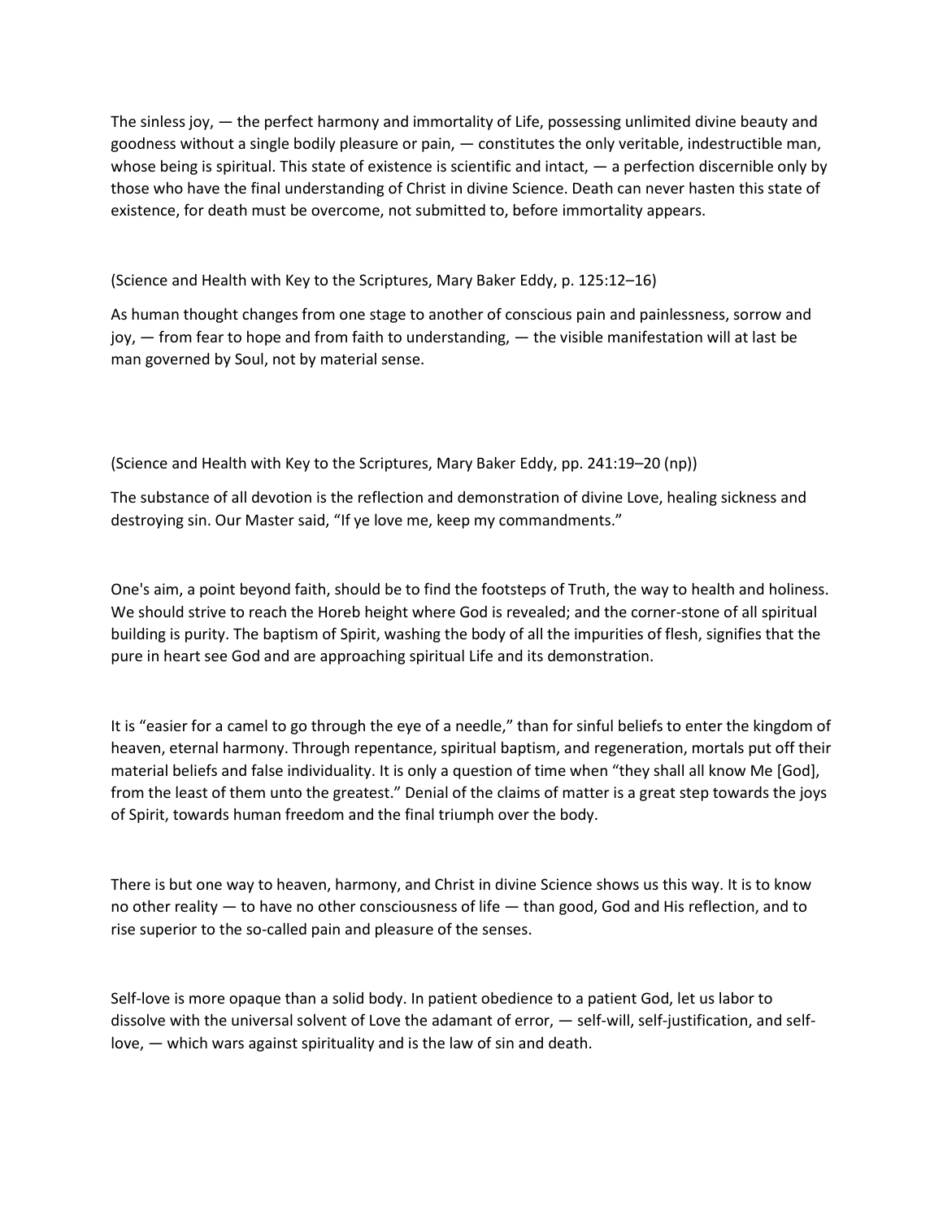The sinless joy, — the perfect harmony and immortality of Life, possessing unlimited divine beauty and goodness without a single bodily pleasure or pain, — constitutes the only veritable, indestructible man, whose being is spiritual. This state of existence is scientific and intact, — a perfection discernible only by those who have the final understanding of Christ in divine Science. Death can never hasten this state of existence, for death must be overcome, not submitted to, before immortality appears.

(Science and Health with Key to the Scriptures, Mary Baker Eddy, p. 125:12–16)

As human thought changes from one stage to another of conscious pain and painlessness, sorrow and joy, — from fear to hope and from faith to understanding, — the visible manifestation will at last be man governed by Soul, not by material sense.

(Science and Health with Key to the Scriptures, Mary Baker Eddy, pp. 241:19–20 (np))

The substance of all devotion is the reflection and demonstration of divine Love, healing sickness and destroying sin. Our Master said, "If ye love me, keep my commandments."

One's aim, a point beyond faith, should be to find the footsteps of Truth, the way to health and holiness. We should strive to reach the Horeb height where God is revealed; and the corner-stone of all spiritual building is purity. The baptism of Spirit, washing the body of all the impurities of flesh, signifies that the pure in heart see God and are approaching spiritual Life and its demonstration.

It is "easier for a camel to go through the eye of a needle," than for sinful beliefs to enter the kingdom of heaven, eternal harmony. Through repentance, spiritual baptism, and regeneration, mortals put off their material beliefs and false individuality. It is only a question of time when "they shall all know Me [God], from the least of them unto the greatest." Denial of the claims of matter is a great step towards the joys of Spirit, towards human freedom and the final triumph over the body.

There is but one way to heaven, harmony, and Christ in divine Science shows us this way. It is to know no other reality — to have no other consciousness of life — than good, God and His reflection, and to rise superior to the so-called pain and pleasure of the senses.

Self-love is more opaque than a solid body. In patient obedience to a patient God, let us labor to dissolve with the universal solvent of Love the adamant of error, — self-will, self-justification, and self-love, — which wars against spirituality and is the law of sin and death.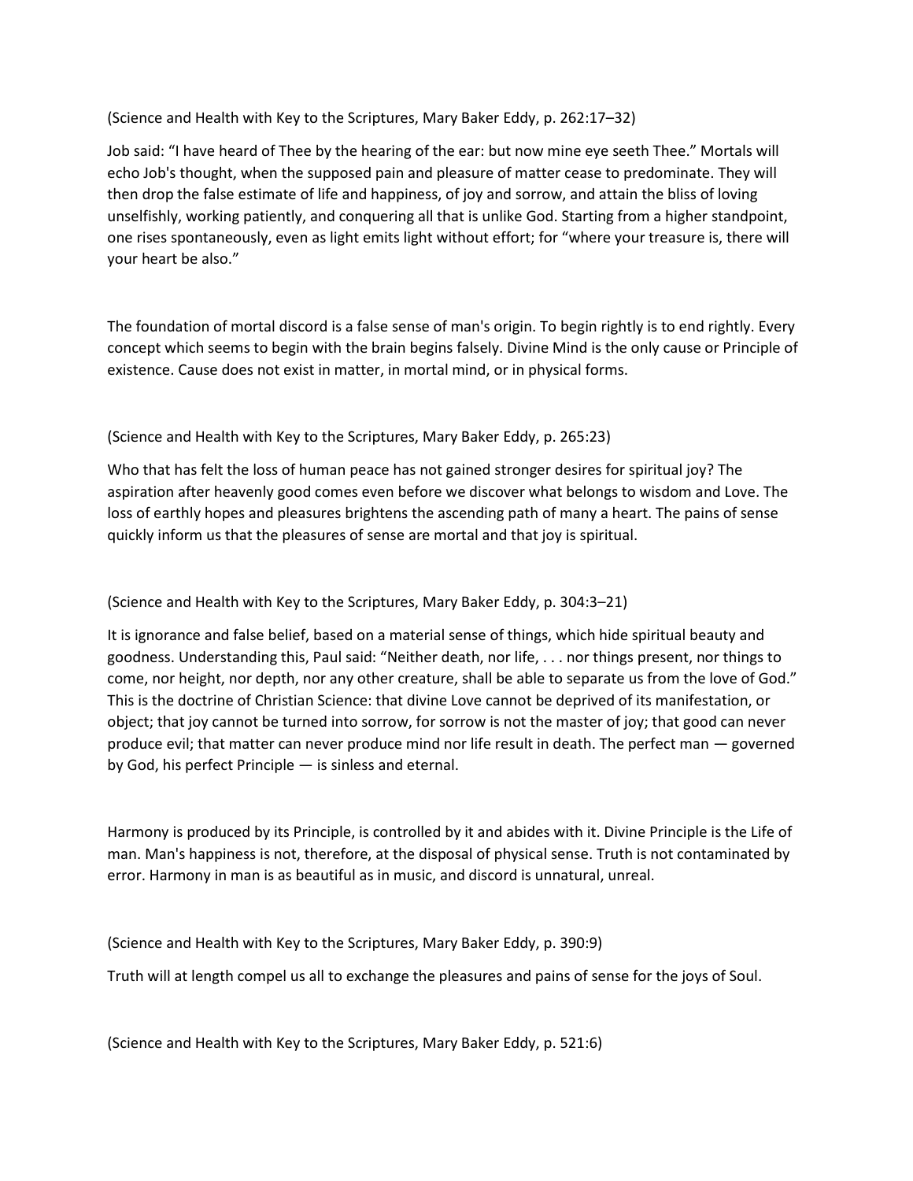(Science and Health with Key to the Scriptures, Mary Baker Eddy, p. 262:17–32)

Job said: “I have heard of Thee by the hearing of the ear: but now mine eye seeth Thee.” Mortals will echo Job's thought, when the supposed pain and pleasure of matter cease to predominate. They will then drop the false estimate of life and happiness, of joy and sorrow, and attain the bliss of loving unselfishly, working patiently, and conquering all that is unlike God. Starting from a higher standpoint, one rises spontaneously, even as light emits light without effort; for “where your treasure is, there will your heart be also.”

The foundation of mortal discord is a false sense of man's origin. To begin rightly is to end rightly. Every concept which seems to begin with the brain begins falsely. Divine Mind is the only cause or Principle of existence. Cause does not exist in matter, in mortal mind, or in physical forms.

(Science and Health with Key to the Scriptures, Mary Baker Eddy, p. 265:23)

Who that has felt the loss of human peace has not gained stronger desires for spiritual joy? The aspiration after heavenly good comes even before we discover what belongs to wisdom and Love. The loss of earthly hopes and pleasures brightens the ascending path of many a heart. The pains of sense quickly inform us that the pleasures of sense are mortal and that joy is spiritual.

(Science and Health with Key to the Scriptures, Mary Baker Eddy, p. 304:3–21)

It is ignorance and false belief, based on a material sense of things, which hide spiritual beauty and goodness. Understanding this, Paul said: “Neither death, nor life, . . . nor things present, nor things to come, nor height, nor depth, nor any other creature, shall be able to separate us from the love of God.” This is the doctrine of Christian Science: that divine Love cannot be deprived of its manifestation, or object; that joy cannot be turned into sorrow, for sorrow is not the master of joy; that good can never produce evil; that matter can never produce mind nor life result in death. The perfect man — governed by God, his perfect Principle — is sinless and eternal.

Harmony is produced by its Principle, is controlled by it and abides with it. Divine Principle is the Life of man. Man's happiness is not, therefore, at the disposal of physical sense. Truth is not contaminated by error. Harmony in man is as beautiful as in music, and discord is unnatural, unreal.

(Science and Health with Key to the Scriptures, Mary Baker Eddy, p. 390:9)

Truth will at length compel us all to exchange the pleasures and pains of sense for the joys of Soul.

(Science and Health with Key to the Scriptures, Mary Baker Eddy, p. 521:6)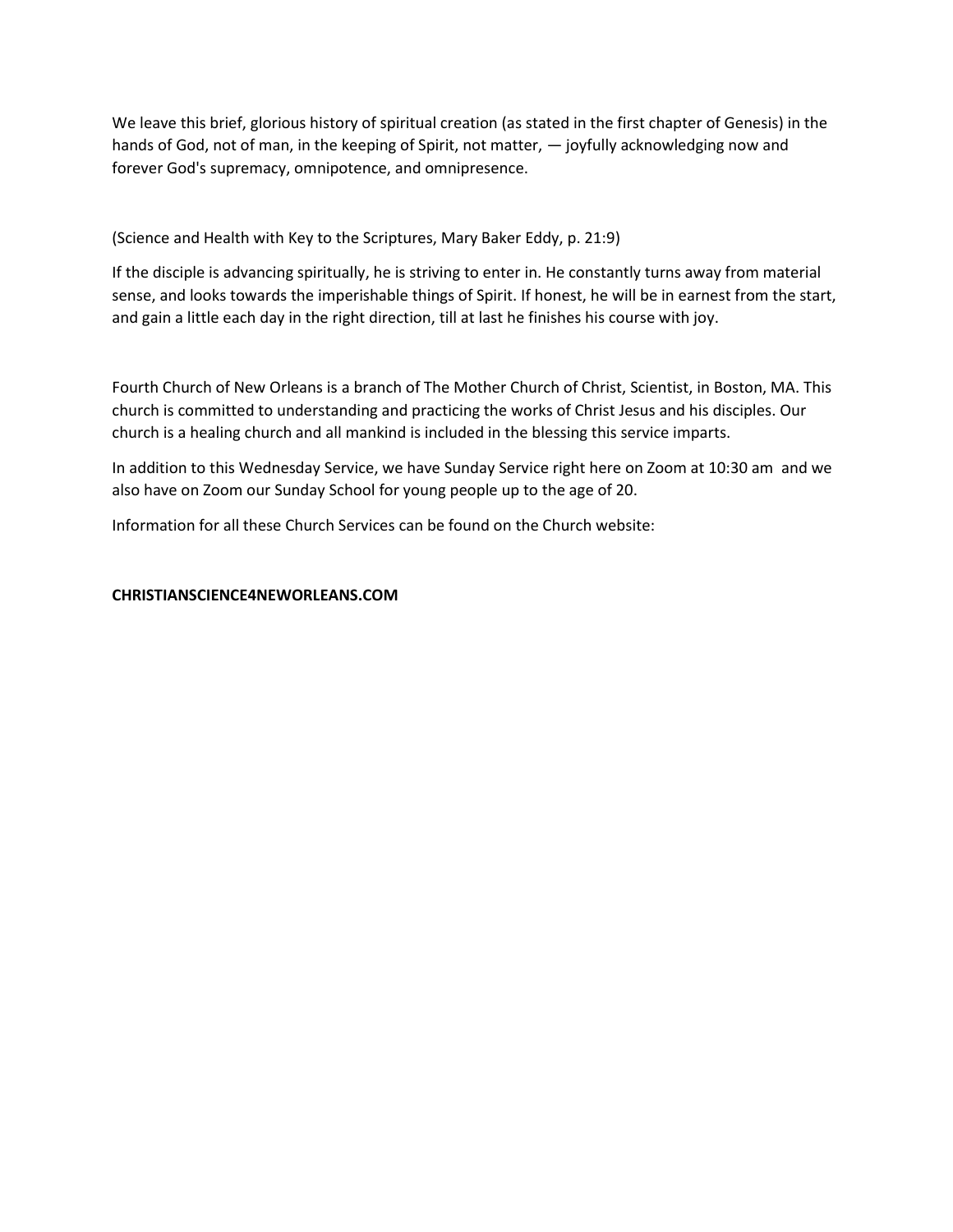We leave this brief, glorious history of spiritual creation (as stated in the first chapter of Genesis) in the hands of God, not of man, in the keeping of Spirit, not matter, — joyfully acknowledging now and forever God's supremacy, omnipotence, and omnipresence.

(Science and Health with Key to the Scriptures, Mary Baker Eddy, p. 21:9)

If the disciple is advancing spiritually, he is striving to enter in. He constantly turns away from material sense, and looks towards the imperishable things of Spirit. If honest, he will be in earnest from the start, and gain a little each day in the right direction, till at last he finishes his course with joy.

Fourth Church of New Orleans is a branch of The Mother Church of Christ, Scientist, in Boston, MA. This church is committed to understanding and practicing the works of Christ Jesus and his disciples. Our church is a healing church and all mankind is included in the blessing this service imparts.

In addition to this Wednesday Service, we have Sunday Service right here on Zoom at 10:30 am and we also have on Zoom our Sunday School for young people up to the age of 20.

Information for all these Church Services can be found on the Church website:

**CHRISTIANSCIENCE4NEWORLEANS.COM**